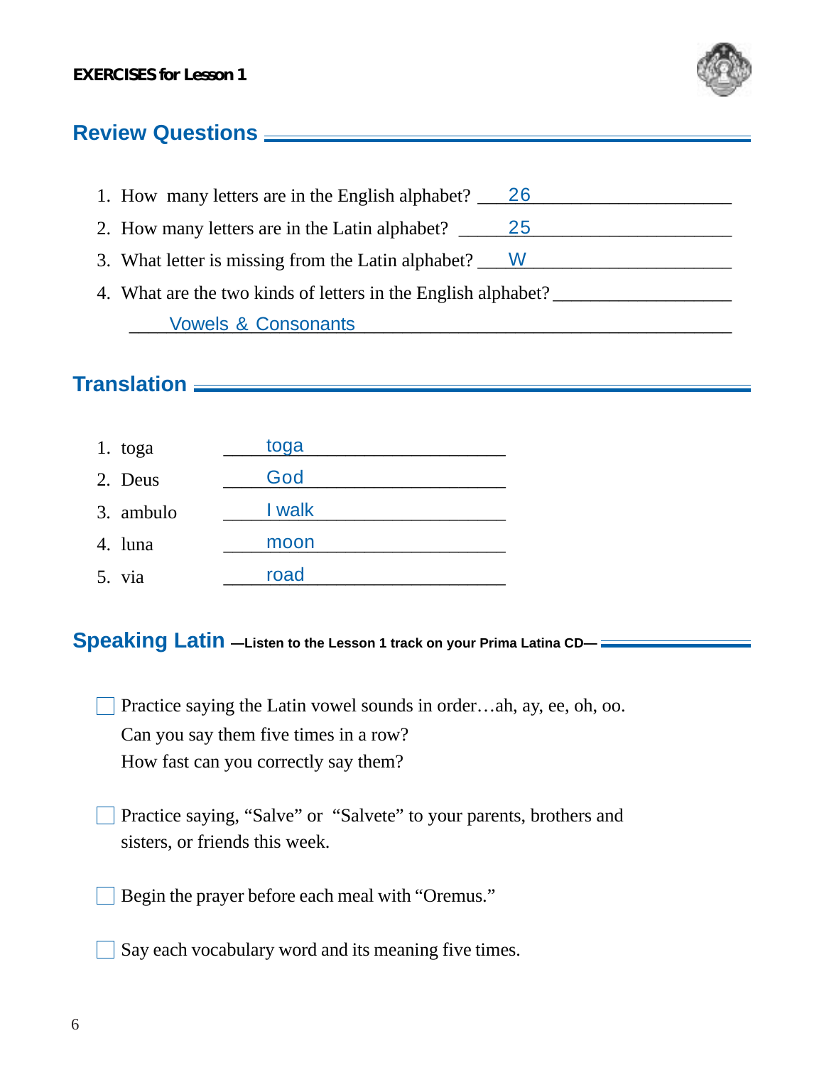**EXERCISES for Lesson 1**

## Review Questions

1. How many letters are in the English alphabet? ___26___
2. How many letters are in the Latin alphabet? ___25___
3. What letter is missing from the Latin alphabet? ___W___
4. What are the two kinds of letters in the English alphabet? ___Vowels & Consonants___

## Translation

1. toga ___toga___
2. Deus ___God___
3. ambulo ___I walk___
4. luna ___moon___
5. via ___road___

## Speaking Latin —Listen to the Lesson 1 track on your Prima Latina CD—

- [ ] Practice saying the Latin vowel sounds in order…ah, ay, ee, oh, oo. Can you say them five times in a row? How fast can you correctly say them?

- [ ] Practice saying, "Salve" or "Salvete" to your parents, brothers and sisters, or friends this week.

- [ ] Begin the prayer before each meal with "Oremus."

- [ ] Say each vocabulary word and its meaning five times.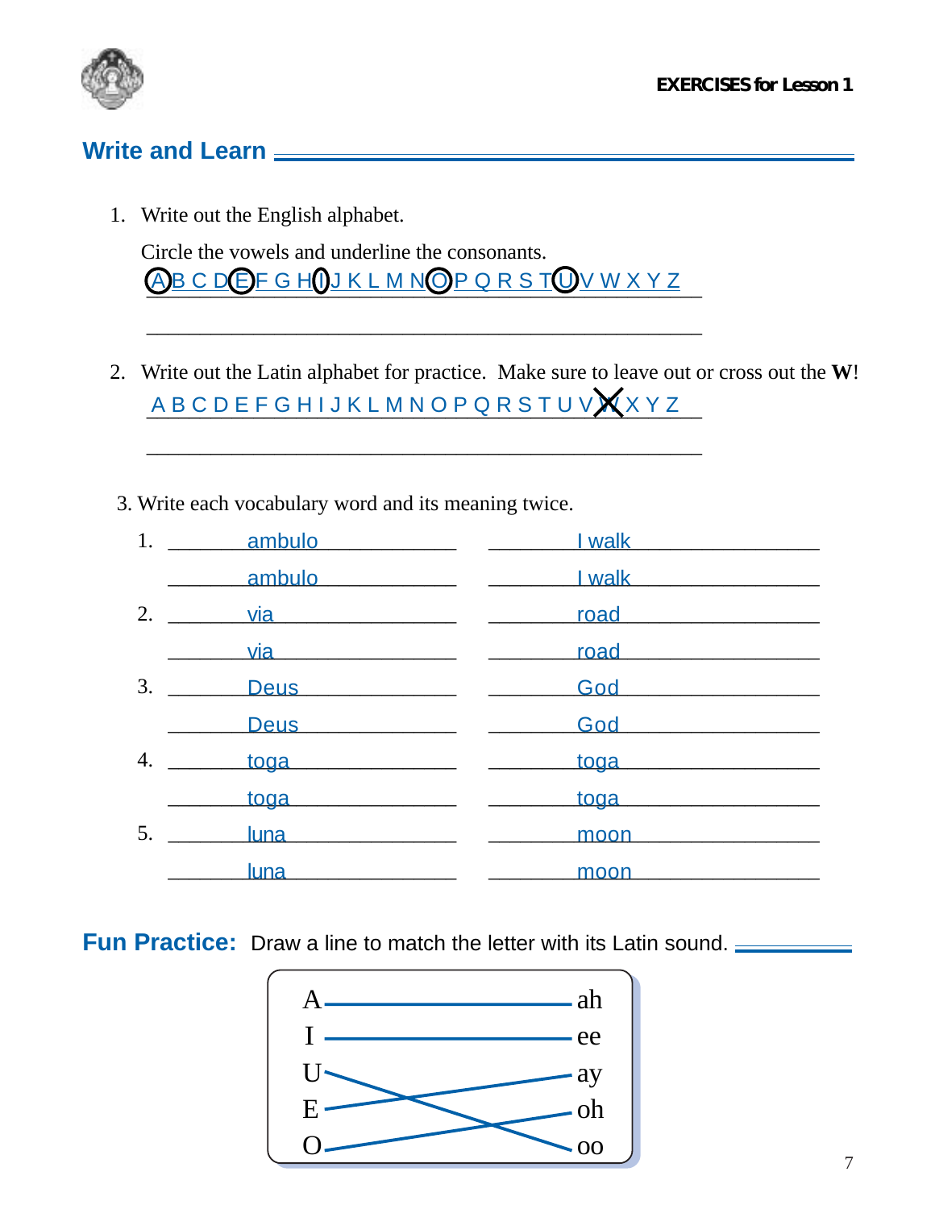## Write and Learn

1. Write out the English alphabet.

   Circle the vowels and underline the consonants.

   A B C D E F G H I J K L M N O P Q R S T U V W X Y Z

2. Write out the Latin alphabet for practice. Make sure to leave out or cross out the **W**!

   A B C D E F G H I J K L M N O P Q R S T U V W X Y Z

3. Write each vocabulary word and its meaning twice.

| | | |
|---|---|---|
| 1. | ambulo | I walk |
| | ambulo | I walk |
| 2. | via | road |
| | via | road |
| 3. | Deus | God |
| | Deus | God |
| 4. | toga | toga |
| | toga | toga |
| 5. | luna | moon |
| | luna | moon |

## Fun Practice: Draw a line to match the letter with its Latin sound.

| Letter | Sound |
|---|---|
| A | ah |
| I | ee |
| U | ay |
| E | oh |
| O | oo |

A — ah
I — ee
U — oo
E — ay
O — oh